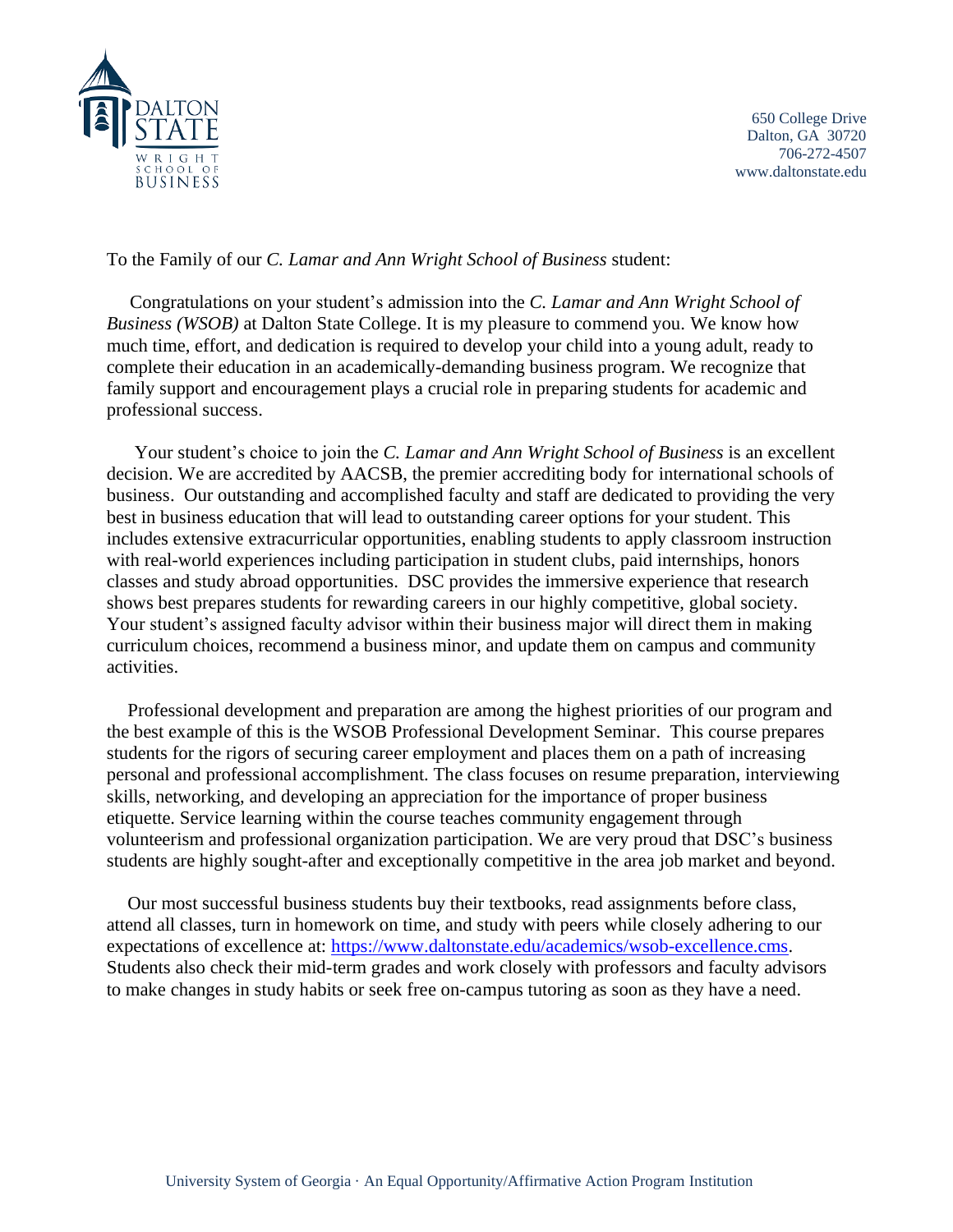DALTON STATE
WRIGHT SCHOOL OF BUSINESS

650 College Drive
Dalton, GA 30720
706-272-4507
www.daltonstate.edu

To the Family of our *C. Lamar and Ann Wright School of Business* student:

Congratulations on your student's admission into the *C. Lamar and Ann Wright School of Business (WSOB)* at Dalton State College. It is my pleasure to commend you. We know how much time, effort, and dedication is required to develop your child into a young adult, ready to complete their education in an academically-demanding business program. We recognize that family support and encouragement plays a crucial role in preparing students for academic and professional success.

Your student's choice to join the *C. Lamar and Ann Wright School of Business* is an excellent decision. We are accredited by AACSB, the premier accrediting body for international schools of business. Our outstanding and accomplished faculty and staff are dedicated to providing the very best in business education that will lead to outstanding career options for your student. This includes extensive extracurricular opportunities, enabling students to apply classroom instruction with real-world experiences including participation in student clubs, paid internships, honors classes and study abroad opportunities. DSC provides the immersive experience that research shows best prepares students for rewarding careers in our highly competitive, global society. Your student's assigned faculty advisor within their business major will direct them in making curriculum choices, recommend a business minor, and update them on campus and community activities.

Professional development and preparation are among the highest priorities of our program and the best example of this is the WSOB Professional Development Seminar. This course prepares students for the rigors of securing career employment and places them on a path of increasing personal and professional accomplishment. The class focuses on resume preparation, interviewing skills, networking, and developing an appreciation for the importance of proper business etiquette. Service learning within the course teaches community engagement through volunteerism and professional organization participation. We are very proud that DSC's business students are highly sought-after and exceptionally competitive in the area job market and beyond.

Our most successful business students buy their textbooks, read assignments before class, attend all classes, turn in homework on time, and study with peers while closely adhering to our expectations of excellence at: [https://www.daltonstate.edu/academics/wsob-excellence.cms](https://www.daltonstate.edu/academics/wsob-excellence.cms). Students also check their mid-term grades and work closely with professors and faculty advisors to make changes in study habits or seek free on-campus tutoring as soon as they have a need.

University System of Georgia · An Equal Opportunity/Affirmative Action Program Institution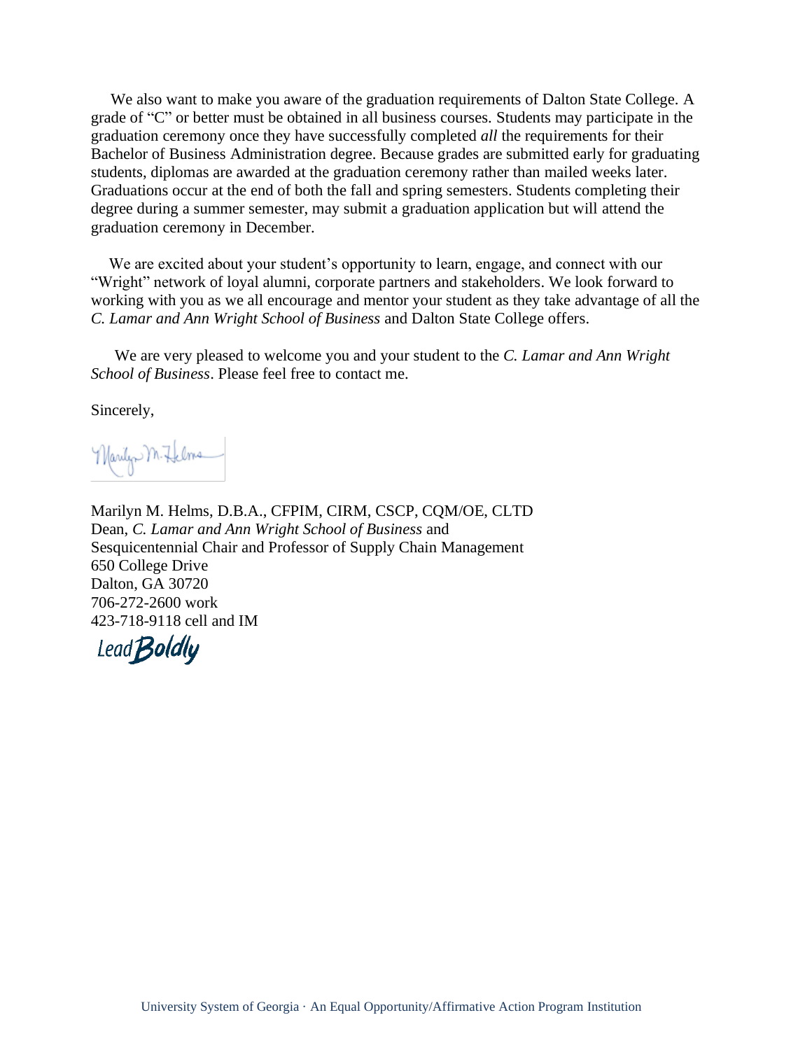We also want to make you aware of the graduation requirements of Dalton State College. A grade of "C" or better must be obtained in all business courses. Students may participate in the graduation ceremony once they have successfully completed *all* the requirements for their Bachelor of Business Administration degree. Because grades are submitted early for graduating students, diplomas are awarded at the graduation ceremony rather than mailed weeks later. Graduations occur at the end of both the fall and spring semesters. Students completing their degree during a summer semester, may submit a graduation application but will attend the graduation ceremony in December.

We are excited about your student's opportunity to learn, engage, and connect with our "Wright" network of loyal alumni, corporate partners and stakeholders. We look forward to working with you as we all encourage and mentor your student as they take advantage of all the *C. Lamar and Ann Wright School of Business* and Dalton State College offers.

We are very pleased to welcome you and your student to the *C. Lamar and Ann Wright School of Business*. Please feel free to contact me.

Sincerely,

Marilyn M. Helms, D.B.A., CFPIM, CIRM, CSCP, CQM/OE, CLTD
Dean, *C. Lamar and Ann Wright School of Business* and
Sesquicentennial Chair and Professor of Supply Chain Management
650 College Drive
Dalton, GA 30720
706-272-2600 work
423-718-9118 cell and IM

Lead Boldly

University System of Georgia · An Equal Opportunity/Affirmative Action Program Institution